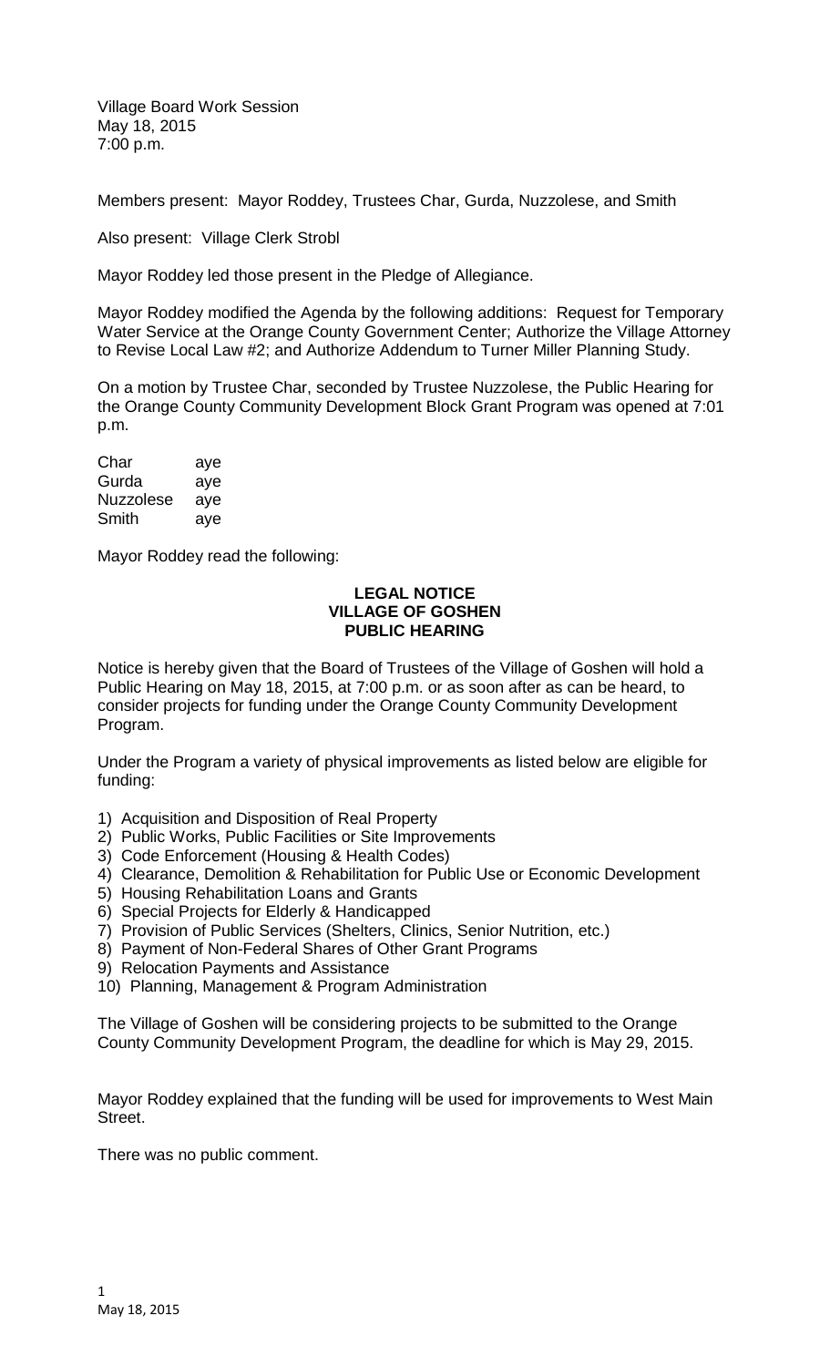Village Board Work Session
May 18, 2015
7:00 p.m.

Members present: Mayor Roddey, Trustees Char, Gurda, Nuzzolese, and Smith

Also present: Village Clerk Strobl

Mayor Roddey led those present in the Pledge of Allegiance.

Mayor Roddey modified the Agenda by the following additions: Request for Temporary Water Service at the Orange County Government Center; Authorize the Village Attorney to Revise Local Law #2; and Authorize Addendum to Turner Miller Planning Study.

On a motion by Trustee Char, seconded by Trustee Nuzzolese, the Public Hearing for the Orange County Community Development Block Grant Program was opened at 7:01 p.m.

| | |
|---|---|
| Char | aye |
| Gurda | aye |
| Nuzzolese | aye |
| Smith | aye |

Mayor Roddey read the following:

**LEGAL NOTICE**
**VILLAGE OF GOSHEN**
**PUBLIC HEARING**

Notice is hereby given that the Board of Trustees of the Village of Goshen will hold a Public Hearing on May 18, 2015, at 7:00 p.m. or as soon after as can be heard, to consider projects for funding under the Orange County Community Development Program.

Under the Program a variety of physical improvements as listed below are eligible for funding:

1) Acquisition and Disposition of Real Property
2) Public Works, Public Facilities or Site Improvements
3) Code Enforcement (Housing & Health Codes)
4) Clearance, Demolition & Rehabilitation for Public Use or Economic Development
5) Housing Rehabilitation Loans and Grants
6) Special Projects for Elderly & Handicapped
7) Provision of Public Services (Shelters, Clinics, Senior Nutrition, etc.)
8) Payment of Non-Federal Shares of Other Grant Programs
9) Relocation Payments and Assistance
10) Planning, Management & Program Administration

The Village of Goshen will be considering projects to be submitted to the Orange County Community Development Program, the deadline for which is May 29, 2015.

Mayor Roddey explained that the funding will be used for improvements to West Main Street.

There was no public comment.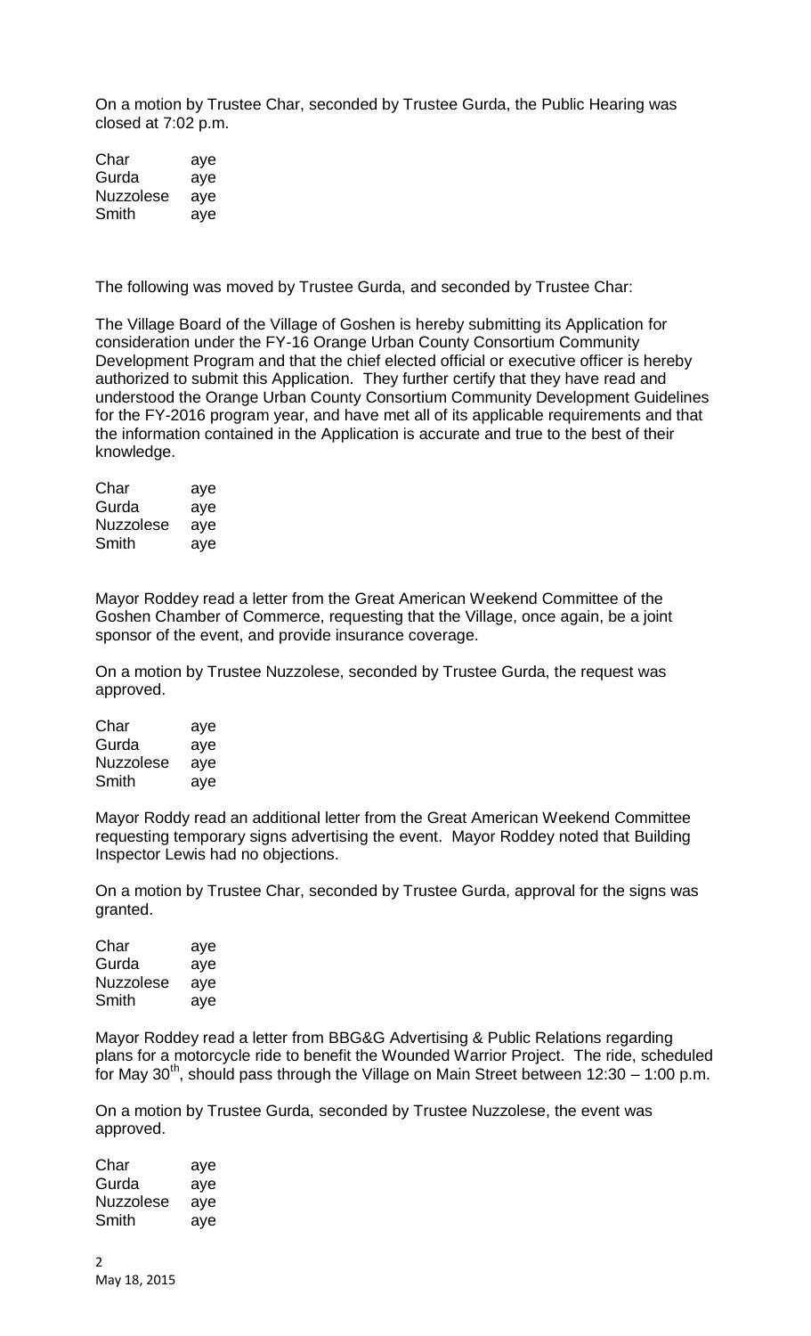On a motion by Trustee Char, seconded by Trustee Gurda, the Public Hearing was closed at 7:02 p.m.

| | |
|---|---|
| Char | aye |
| Gurda | aye |
| Nuzzolese | aye |
| Smith | aye |

The following was moved by Trustee Gurda, and seconded by Trustee Char:

The Village Board of the Village of Goshen is hereby submitting its Application for consideration under the FY-16 Orange Urban County Consortium Community Development Program and that the chief elected official or executive officer is hereby authorized to submit this Application. They further certify that they have read and understood the Orange Urban County Consortium Community Development Guidelines for the FY-2016 program year, and have met all of its applicable requirements and that the information contained in the Application is accurate and true to the best of their knowledge.

| | |
|---|---|
| Char | aye |
| Gurda | aye |
| Nuzzolese | aye |
| Smith | aye |

Mayor Roddey read a letter from the Great American Weekend Committee of the Goshen Chamber of Commerce, requesting that the Village, once again, be a joint sponsor of the event, and provide insurance coverage.

On a motion by Trustee Nuzzolese, seconded by Trustee Gurda, the request was approved.

| | |
|---|---|
| Char | aye |
| Gurda | aye |
| Nuzzolese | aye |
| Smith | aye |

Mayor Roddy read an additional letter from the Great American Weekend Committee requesting temporary signs advertising the event. Mayor Roddey noted that Building Inspector Lewis had no objections.

On a motion by Trustee Char, seconded by Trustee Gurda, approval for the signs was granted.

| | |
|---|---|
| Char | aye |
| Gurda | aye |
| Nuzzolese | aye |
| Smith | aye |

Mayor Roddey read a letter from BBG&G Advertising & Public Relations regarding plans for a motorcycle ride to benefit the Wounded Warrior Project. The ride, scheduled for May 30th, should pass through the Village on Main Street between 12:30 – 1:00 p.m.

On a motion by Trustee Gurda, seconded by Trustee Nuzzolese, the event was approved.

| | |
|---|---|
| Char | aye |
| Gurda | aye |
| Nuzzolese | aye |
| Smith | aye |

May 18, 2015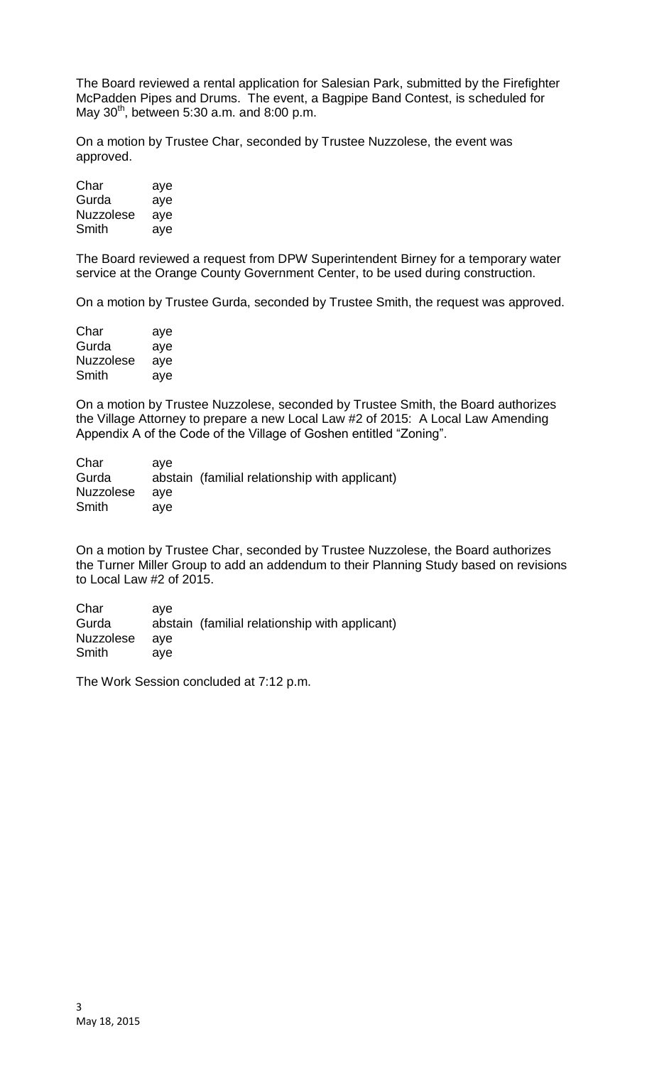The Board reviewed a rental application for Salesian Park, submitted by the Firefighter McPadden Pipes and Drums. The event, a Bagpipe Band Contest, is scheduled for May 30th, between 5:30 a.m. and 8:00 p.m.

On a motion by Trustee Char, seconded by Trustee Nuzzolese, the event was approved.

| | |
|---|---|
| Char | aye |
| Gurda | aye |
| Nuzzolese | aye |
| Smith | aye |

The Board reviewed a request from DPW Superintendent Birney for a temporary water service at the Orange County Government Center, to be used during construction.

On a motion by Trustee Gurda, seconded by Trustee Smith, the request was approved.

| | |
|---|---|
| Char | aye |
| Gurda | aye |
| Nuzzolese | aye |
| Smith | aye |

On a motion by Trustee Nuzzolese, seconded by Trustee Smith, the Board authorizes the Village Attorney to prepare a new Local Law #2 of 2015: A Local Law Amending Appendix A of the Code of the Village of Goshen entitled "Zoning".

| | |
|---|---|
| Char | aye |
| Gurda | abstain (familial relationship with applicant) |
| Nuzzolese | aye |
| Smith | aye |

On a motion by Trustee Char, seconded by Trustee Nuzzolese, the Board authorizes the Turner Miller Group to add an addendum to their Planning Study based on revisions to Local Law #2 of 2015.

| | |
|---|---|
| Char | aye |
| Gurda | abstain (familial relationship with applicant) |
| Nuzzolese | aye |
| Smith | aye |

The Work Session concluded at 7:12 p.m.